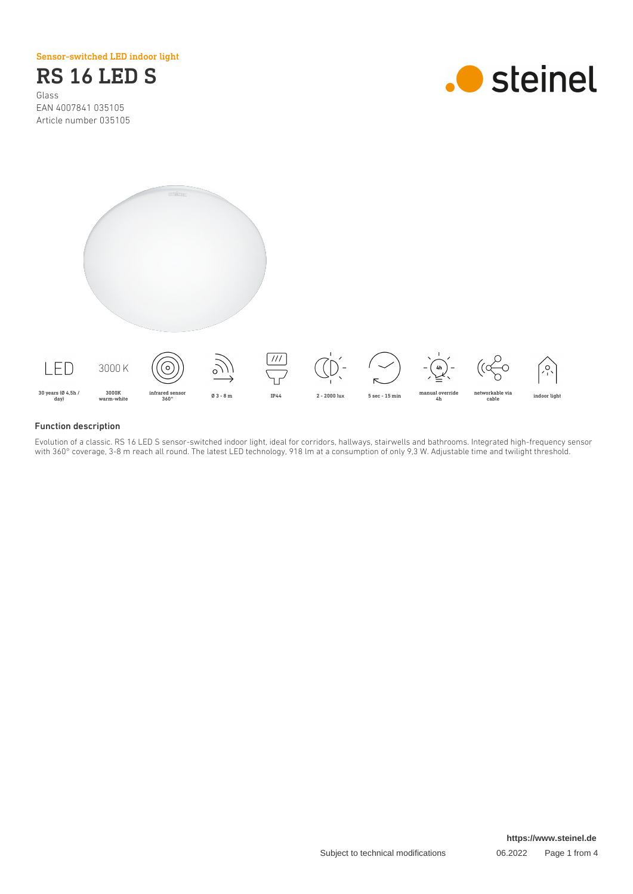Sensor-switched LED indoor light

# RS 16 LED S

Glass
EAN 4007841 035105
Article number 035105

LED — 30 years (Ø 4,5h / day)
3000 K — 3000K warm-white
infrared sensor 360°
Ø 3 - 8 m
IP44
2 - 2000 lux
5 sec - 15 min
manual override 4h
networkable via cable
indoor light

## Function description

Evolution of a classic. RS 16 LED S sensor-switched indoor light, ideal for corridors, hallways, stairwells and bathrooms. Integrated high-frequency sensor with 360° coverage, 3-8 m reach all round. The latest LED technology, 918 lm at a consumption of only 9,3 W. Adjustable time and twilight threshold.

https://www.steinel.de

Subject to technical modifications 06.2022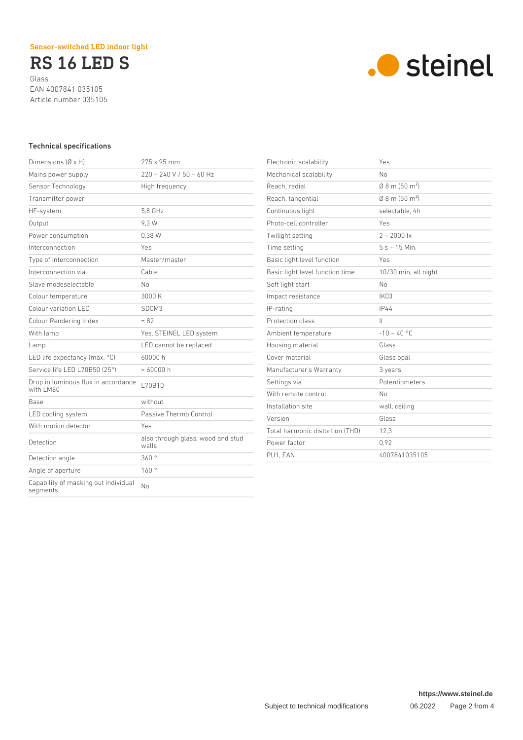Sensor-switched LED indoor light

# RS 16 LED S

Glass
EAN 4007841 035105
Article number 035105

steinel

## Technical specifications

| | |
|---|---|
| Dimensions (Ø x H) | 275 x 95 mm |
| Mains power supply | 220 – 240 V / 50 – 60 Hz |
| Sensor Technology | High frequency |
| Transmitter power | |
| HF-system | 5,8 GHz |
| Output | 9,3 W |
| Power consumption | 0,38 W |
| Interconnection | Yes |
| Type of interconnection | Master/master |
| Interconnection via | Cable |
| Slave modeselectable | No |
| Colour temperature | 3000 K |
| Colour variation LED | SDCM3 |
| Colour Rendering Index | = 82 |
| With lamp | Yes, STEINEL LED system |
| Lamp | LED cannot be replaced |
| LED life expectancy (max. °C) | 60000 h |
| Service life LED L70B50 (25°) | > 60000 h |
| Drop in luminous flux in accordance with LM80 | L70B10 |
| Base | without |
| LED cooling system | Passive Thermo Control |
| With motion detector | Yes |
| Detection | also through glass, wood and stud walls |
| Detection angle | 360 ° |
| Angle of aperture | 160 ° |
| Capability of masking out individual segments | No |
| Electronic scalability | Yes |
| Mechanical scalability | No |
| Reach, radial | Ø 8 m (50 m²) |
| Reach, tangential | Ø 8 m (50 m²) |
| Continuous light | selectable, 4h |
| Photo-cell controller | Yes |
| Twilight setting | 2 – 2000 lx |
| Time setting | 5 s – 15 Min. |
| Basic light level function | Yes |
| Basic light level function time | 10/30 min, all night |
| Soft light start | No |
| Impact resistance | IK03 |
| IP-rating | IP44 |
| Protection class | II |
| Ambient temperature | -10 – 40 °C |
| Housing material | Glass |
| Cover material | Glass opal |
| Manufacturer's Warranty | 3 years |
| Settings via | Potentiometers |
| With remote control | No |
| Installation site | wall, ceiling |
| Version | Glass |
| Total harmonic distortion (THD) | 12,3 |
| Power factor | 0,92 |
| PU1, EAN | 4007841035105 |

https://www.steinel.de

Subject to technical modifications 06.2022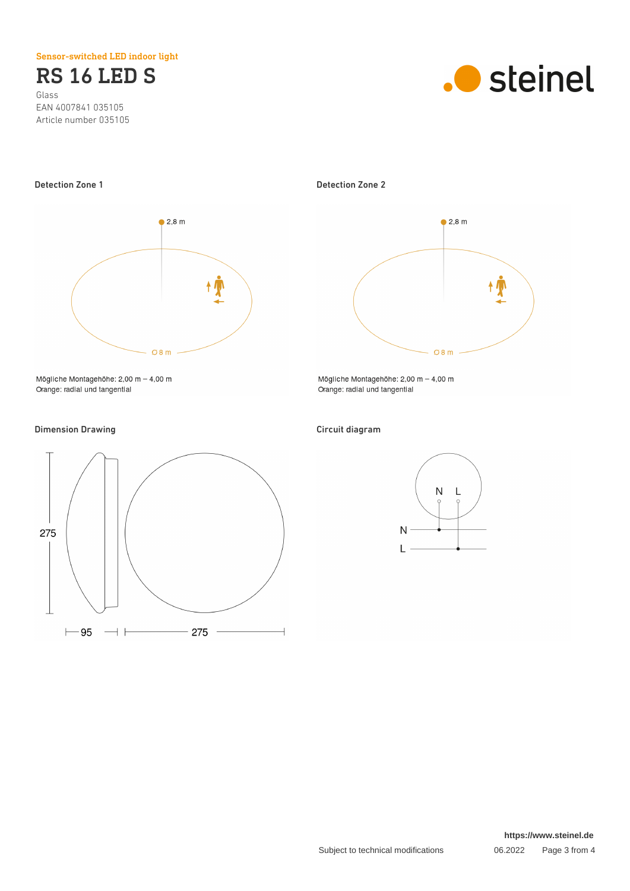Sensor-switched LED indoor light

# RS 16 LED S

Glass
EAN 4007841 035105
Article number 035105

## Detection Zone 1

2,8 m

Ø 8 m

Mögliche Montagehöhe: 2,00 m – 4,00 m
Orange: radial und tangential

## Detection Zone 2

2,8 m

Ø 8 m

Mögliche Montagehöhe: 2,00 m – 4,00 m
Orange: radial und tangential

## Dimension Drawing

275

95

275

## Circuit diagram

N L

N

L

https://www.steinel.de

Subject to technical modifications 06.2022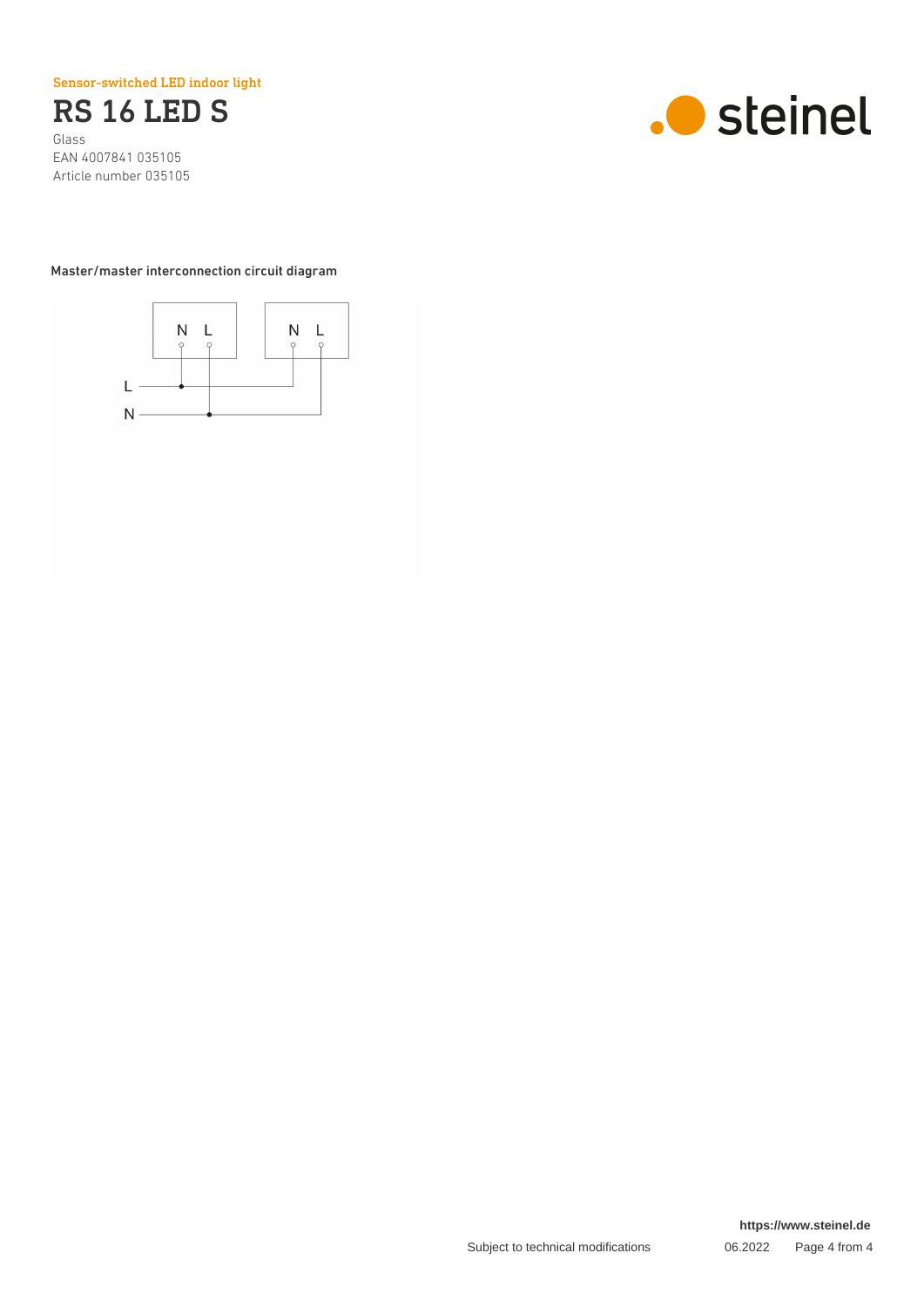Sensor-switched LED indoor light

# RS 16 LED S

Glass
EAN 4007841 035105
Article number 035105

## Master/master interconnection circuit diagram

N L
N L
L
N

https://www.steinel.de

Subject to technical modifications 06.2022